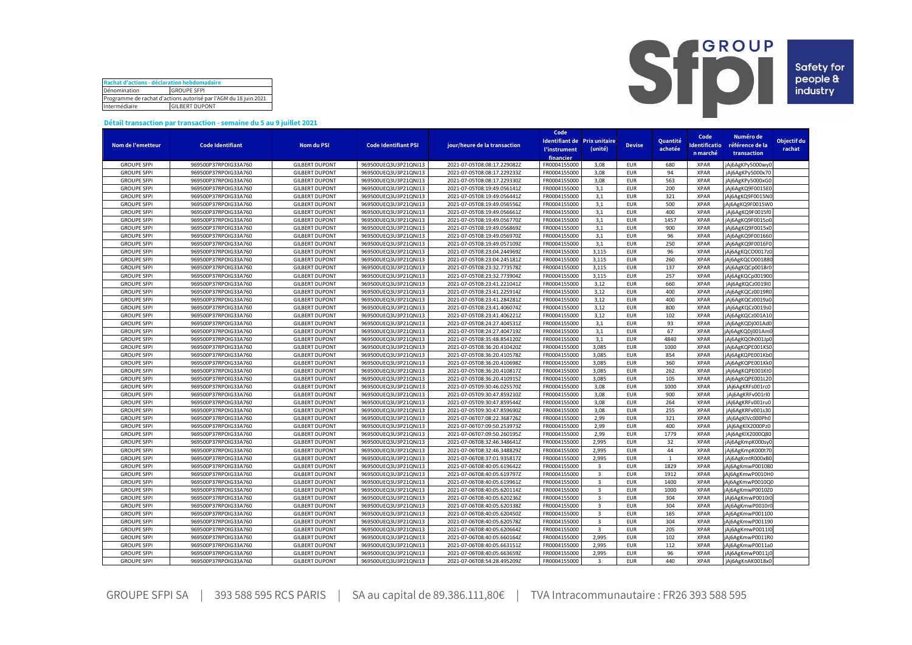| Rachat d'actions - déclaration hebdomadaire | |
|---|---|
| Dénomination | GROUPE SFPI |
| Programme de rachat d'actions autorisé par l'AGM du 18 juin 2021 | |
| Intermédiaire | GILBERT DUPONT |

**Détail transaction par transaction - semaine du 5 au 9 juillet 2021**

| Nom de l'emetteur | Code Identifiant | Nom du PSI | Code Identifiant PSI | jour/heure de la transaction | Code Identifiant de l'instrument financier | Prix unitaire (unité) | Devise | Quantité achetée | Code Identification marché | Numéro de référence de la transaction | Objectif du rachat |
|---|---|---|---|---|---|---|---|---|---|---|---|
| GROUPE SFPI | 969500P37RPOIG33A760 | GILBERT DUPONT | 969500UEQ3U3P21QNJ13 | 2021-07-05T08:08:17.229082Z | FR0004155000 | 3,08 | EUR | 680 | XPAR | jAj6AgKPy5000wy0 | |
| GROUPE SFPI | 969500P37RPOIG33A760 | GILBERT DUPONT | 969500UEQ3U3P21QNJ13 | 2021-07-05T08:08:17.229233Z | FR0004155000 | 3,08 | EUR | 94 | XPAR | jAj6AgKPy5000x70 | |
| GROUPE SFPI | 969500P37RPOIG33A760 | GILBERT DUPONT | 969500UEQ3U3P21QNJ13 | 2021-07-05T08:08:17.229330Z | FR0004155000 | 3,08 | EUR | 563 | XPAR | jAj6AgKPy5000xG0 | |
| GROUPE SFPI | 969500P37RPOIG33A760 | GILBERT DUPONT | 969500UEQ3U3P21QNJ13 | 2021-07-05T08:19:49.056141Z | FR0004155000 | 3,1 | EUR | 200 | XPAR | jAj6AgKQ9F0015E0 | |
| GROUPE SFPI | 969500P37RPOIG33A760 | GILBERT DUPONT | 969500UEQ3U3P21QNJ13 | 2021-07-05T08:19:49.056441Z | FR0004155000 | 3,1 | EUR | 321 | XPAR | jAj6AgKQ9F0015N0 | |
| GROUPE SFPI | 969500P37RPOIG33A760 | GILBERT DUPONT | 969500UEQ3U3P21QNJ13 | 2021-07-05T08:19:49.056556Z | FR0004155000 | 3,1 | EUR | 500 | XPAR | jAj6AgKQ9F0015W0 | |
| GROUPE SFPI | 969500P37RPOIG33A760 | GILBERT DUPONT | 969500UEQ3U3P21QNJ13 | 2021-07-05T08:19:49.056661Z | FR0004155000 | 3,1 | EUR | 400 | XPAR | jAj6AgKQ9F0015f0 | |
| GROUPE SFPI | 969500P37RPOIG33A760 | GILBERT DUPONT | 969500UEQ3U3P21QNJ13 | 2021-07-05T08:19:49.056770Z | FR0004155000 | 3,1 | EUR | 1457 | XPAR | jAj6AgKQ9F0015o0 | |
| GROUPE SFPI | 969500P37RPOIG33A760 | GILBERT DUPONT | 969500UEQ3U3P21QNJ13 | 2021-07-05T08:19:49.056869Z | FR0004155000 | 3,1 | EUR | 900 | XPAR | jAj6AgKQ9F0015x0 | |
| GROUPE SFPI | 969500P37RPOIG33A760 | GILBERT DUPONT | 969500UEQ3U3P21QNJ13 | 2021-07-05T08:19:49.056970Z | FR0004155000 | 3,1 | EUR | 96 | XPAR | jAj6AgKQ9F001660 | |
| GROUPE SFPI | 969500P37RPOIG33A760 | GILBERT DUPONT | 969500UEQ3U3P21QNJ13 | 2021-07-05T08:19:49.057109Z | FR0004155000 | 3,1 | EUR | 250 | XPAR | jAj6AgKQ9F0016F0 | |
| GROUPE SFPI | 969500P37RPOIG33A760 | GILBERT DUPONT | 969500UEQ3U3P21QNJ13 | 2021-07-05T08:23:04.244969Z | FR0004155000 | 3,115 | EUR | 96 | XPAR | jAj6AgKQCO0017z0 | |
| GROUPE SFPI | 969500P37RPOIG33A760 | GILBERT DUPONT | 969500UEQ3U3P21QNJ13 | 2021-07-05T08:23:04.245181Z | FR0004155000 | 3,115 | EUR | 260 | XPAR | jAj6AgKQCO001880 | |
| GROUPE SFPI | 969500P37RPOIG33A760 | GILBERT DUPONT | 969500UEQ3U3P21QNJ13 | 2021-07-05T08:23:32.773578Z | FR0004155000 | 3,115 | EUR | 137 | XPAR | jAj6AgKQCp0018r0 | |
| GROUPE SFPI | 969500P37RPOIG33A760 | GILBERT DUPONT | 969500UEQ3U3P21QNJ13 | 2021-07-05T08:23:32.773904Z | FR0004155000 | 3,115 | EUR | 257 | XPAR | jAj6AgKQCp001900 | |
| GROUPE SFPI | 969500P37RPOIG33A760 | GILBERT DUPONT | 969500UEQ3U3P21QNJ13 | 2021-07-05T08:23:41.221041Z | FR0004155000 | 3,12 | EUR | 660 | XPAR | jAj6AgKQCz0019I0 | |
| GROUPE SFPI | 969500P37RPOIG33A760 | GILBERT DUPONT | 969500UEQ3U3P21QNJ13 | 2021-07-05T08:23:41.225914Z | FR0004155000 | 3,12 | EUR | 400 | XPAR | jAj6AgKQCz0019R0 | |
| GROUPE SFPI | 969500P37RPOIG33A760 | GILBERT DUPONT | 969500UEQ3U3P21QNJ13 | 2021-07-05T08:23:41.284281Z | FR0004155000 | 3,12 | EUR | 400 | XPAR | jAj6AgKQCz0019a0 | |
| GROUPE SFPI | 969500P37RPOIG33A760 | GILBERT DUPONT | 969500UEQ3U3P21QNJ13 | 2021-07-05T08:23:41.406074Z | FR0004155000 | 3,12 | EUR | 800 | XPAR | jAj6AgKQCz0019s0 | |
| GROUPE SFPI | 969500P37RPOIG33A760 | GILBERT DUPONT | 969500UEQ3U3P21QNJ13 | 2021-07-05T08:23:41.406221Z | FR0004155000 | 3,12 | EUR | 102 | XPAR | jAj6AgKQCz001A10 | |
| GROUPE SFPI | 969500P37RPOIG33A760 | GILBERT DUPONT | 969500UEQ3U3P21QNJ13 | 2021-07-05T08:24:27.404531Z | FR0004155000 | 3,1 | EUR | 93 | XPAR | jAj6AgKQDj001Ad0 | |
| GROUPE SFPI | 969500P37RPOIG33A760 | GILBERT DUPONT | 969500UEQ3U3P21QNJ13 | 2021-07-05T08:24:27.404719Z | FR0004155000 | 3,1 | EUR | 67 | XPAR | jAj6AgKQDj001Am0 | |
| GROUPE SFPI | 969500P37RPOIG33A760 | GILBERT DUPONT | 969500UEQ3U3P21QNJ13 | 2021-07-05T08:35:48.854120Z | FR0004155000 | 3,1 | EUR | 4840 | XPAR | jAj6AgKQOh001Jp0 | |
| GROUPE SFPI | 969500P37RPOIG33A760 | GILBERT DUPONT | 969500UEQ3U3P21QNJ13 | 2021-07-05T08:36:20.410420Z | FR0004155000 | 3,085 | EUR | 1000 | XPAR | jAj6AgKQPE001KS0 | |
| GROUPE SFPI | 969500P37RPOIG33A760 | GILBERT DUPONT | 969500UEQ3U3P21QNJ13 | 2021-07-05T08:36:20.410578Z | FR0004155000 | 3,085 | EUR | 854 | XPAR | jAj6AgKQPE001Kb0 | |
| GROUPE SFPI | 969500P37RPOIG33A760 | GILBERT DUPONT | 969500UEQ3U3P21QNJ13 | 2021-07-05T08:36:20.410698Z | FR0004155000 | 3,085 | EUR | 360 | XPAR | jAj6AgKQPE001Kk0 | |
| GROUPE SFPI | 969500P37RPOIG33A760 | GILBERT DUPONT | 969500UEQ3U3P21QNJ13 | 2021-07-05T08:36:20.410817Z | FR0004155000 | 3,085 | EUR | 262 | XPAR | jAj6AgKQPE001Kt0 | |
| GROUPE SFPI | 969500P37RPOIG33A760 | GILBERT DUPONT | 969500UEQ3U3P21QNJ13 | 2021-07-05T08:36:20.410915Z | FR0004155000 | 3,085 | EUR | 105 | XPAR | jAj6AgKQPE001L20 | |
| GROUPE SFPI | 969500P37RPOIG33A760 | GILBERT DUPONT | 969500UEQ3U3P21QNJ13 | 2021-07-05T09:30:46.025570Z | FR0004155000 | 3,08 | EUR | 1000 | XPAR | jAj6AgKRFs001rc0 | |
| GROUPE SFPI | 969500P37RPOIG33A760 | GILBERT DUPONT | 969500UEQ3U3P21QNJ13 | 2021-07-05T09:30:47.859210Z | FR0004155000 | 3,08 | EUR | 900 | XPAR | jAj6AgKRFv001rl0 | |
| GROUPE SFPI | 969500P37RPOIG33A760 | GILBERT DUPONT | 969500UEQ3U3P21QNJ13 | 2021-07-05T09:30:47.859544Z | FR0004155000 | 3,08 | EUR | 264 | XPAR | jAj6AgKRFv001ru0 | |
| GROUPE SFPI | 969500P37RPOIG33A760 | GILBERT DUPONT | 969500UEQ3U3P21QNJ13 | 2021-07-05T09:30:47.859690Z | FR0004155000 | 3,08 | EUR | 255 | XPAR | jAj6AgKRFv001s30 | |
| GROUPE SFPI | 969500P37RPOIG33A760 | GILBERT DUPONT | 969500UEQ3U3P21QNJ13 | 2021-07-06T07:08:22.368726Z | FR0004155000 | 2,99 | EUR | 321 | XPAR | jAj6AgKlVc000Ph0 | |
| GROUPE SFPI | 969500P37RPOIG33A760 | GILBERT DUPONT | 969500UEQ3U3P21QNJ13 | 2021-07-06T07:09:50.253973Z | FR0004155000 | 2,99 | EUR | 400 | XPAR | jAj6AgKlX2000Pz0 | |
| GROUPE SFPI | 969500P37RPOIG33A760 | GILBERT DUPONT | 969500UEQ3U3P21QNJ13 | 2021-07-06T07:09:50.260195Z | FR0004155000 | 2,99 | EUR | 1779 | XPAR | jAj6AgKlX2000Q80 | |
| GROUPE SFPI | 969500P37RPOIG33A760 | GILBERT DUPONT | 969500UEQ3U3P21QNJ13 | 2021-07-06T08:32:46.348641Z | FR0004155000 | 2,995 | EUR | 32 | XPAR | jAj6AgKmpK000sy0 | |
| GROUPE SFPI | 969500P37RPOIG33A760 | GILBERT DUPONT | 969500UEQ3U3P21QNJ13 | 2021-07-06T08:32:46.348829Z | FR0004155000 | 2,995 | EUR | 44 | XPAR | jAj6AgKmpK000t70 | |
| GROUPE SFPI | 969500P37RPOIG33A760 | GILBERT DUPONT | 969500UEQ3U3P21QNJ13 | 2021-07-06T08:37:01.935817Z | FR0004155000 | 2,995 | EUR | 1 | XPAR | jAj6AgKmtR000xB0 | |
| GROUPE SFPI | 969500P37RPOIG33A760 | GILBERT DUPONT | 969500UEQ3U3P21QNJ13 | 2021-07-06T08:40:05.619642Z | FR0004155000 | 3 | EUR | 1829 | XPAR | jAj6AgKmwP001080 | |
| GROUPE SFPI | 969500P37RPOIG33A760 | GILBERT DUPONT | 969500UEQ3U3P21QNJ13 | 2021-07-06T08:40:05.619797Z | FR0004155000 | 3 | EUR | 1912 | XPAR | jAj6AgKmwP0010H0 | |
| GROUPE SFPI | 969500P37RPOIG33A760 | GILBERT DUPONT | 969500UEQ3U3P21QNJ13 | 2021-07-06T08:40:05.619961Z | FR0004155000 | 3 | EUR | 1400 | XPAR | jAj6AgKmwP0010Q0 | |
| GROUPE SFPI | 969500P37RPOIG33A760 | GILBERT DUPONT | 969500UEQ3U3P21QNJ13 | 2021-07-06T08:40:05.620114Z | FR0004155000 | 3 | EUR | 1000 | XPAR | jAj6AgKmwP0010Z0 | |
| GROUPE SFPI | 969500P37RPOIG33A760 | GILBERT DUPONT | 969500UEQ3U3P21QNJ13 | 2021-07-06T08:40:05.620236Z | FR0004155000 | 3 | EUR | 304 | XPAR | jAj6AgKmwP0010i0 | |
| GROUPE SFPI | 969500P37RPOIG33A760 | GILBERT DUPONT | 969500UEQ3U3P21QNJ13 | 2021-07-06T08:40:05.620338Z | FR0004155000 | 3 | EUR | 304 | XPAR | jAj6AgKmwP0010r0 | |
| GROUPE SFPI | 969500P37RPOIG33A760 | GILBERT DUPONT | 969500UEQ3U3P21QNJ13 | 2021-07-06T08:40:05.620450Z | FR0004155000 | 3 | EUR | 165 | XPAR | jAj6AgKmwP001100 | |
| GROUPE SFPI | 969500P37RPOIG33A760 | GILBERT DUPONT | 969500UEQ3U3P21QNJ13 | 2021-07-06T08:40:05.620578Z | FR0004155000 | 3 | EUR | 304 | XPAR | jAj6AgKmwP001190 | |
| GROUPE SFPI | 969500P37RPOIG33A760 | GILBERT DUPONT | 969500UEQ3U3P21QNJ13 | 2021-07-06T08:40:05.620664Z | FR0004155000 | 3 | EUR | 205 | XPAR | jAj6AgKmwP0011I0 | |
| GROUPE SFPI | 969500P37RPOIG33A760 | GILBERT DUPONT | 969500UEQ3U3P21QNJ13 | 2021-07-06T08:40:05.660164Z | FR0004155000 | 2,995 | EUR | 102 | XPAR | jAj6AgKmwP0011R0 | |
| GROUPE SFPI | 969500P37RPOIG33A760 | GILBERT DUPONT | 969500UEQ3U3P21QNJ13 | 2021-07-06T08:40:05.663151Z | FR0004155000 | 2,995 | EUR | 112 | XPAR | jAj6AgKmwP0011a0 | |
| GROUPE SFPI | 969500P37RPOIG33A760 | GILBERT DUPONT | 969500UEQ3U3P21QNJ13 | 2021-07-06T08:40:05.663659Z | FR0004155000 | 2,995 | EUR | 96 | XPAR | jAj6AgKmwP0011j0 | |
| GROUPE SFPI | 969500P37RPOIG33A760 | GILBERT DUPONT | 969500UEQ3U3P21QNJ13 | 2021-07-06T08:54:28.495209Z | FR0004155000 | 3 | EUR | 440 | XPAR | jAj6AgKnAK0018x0 | |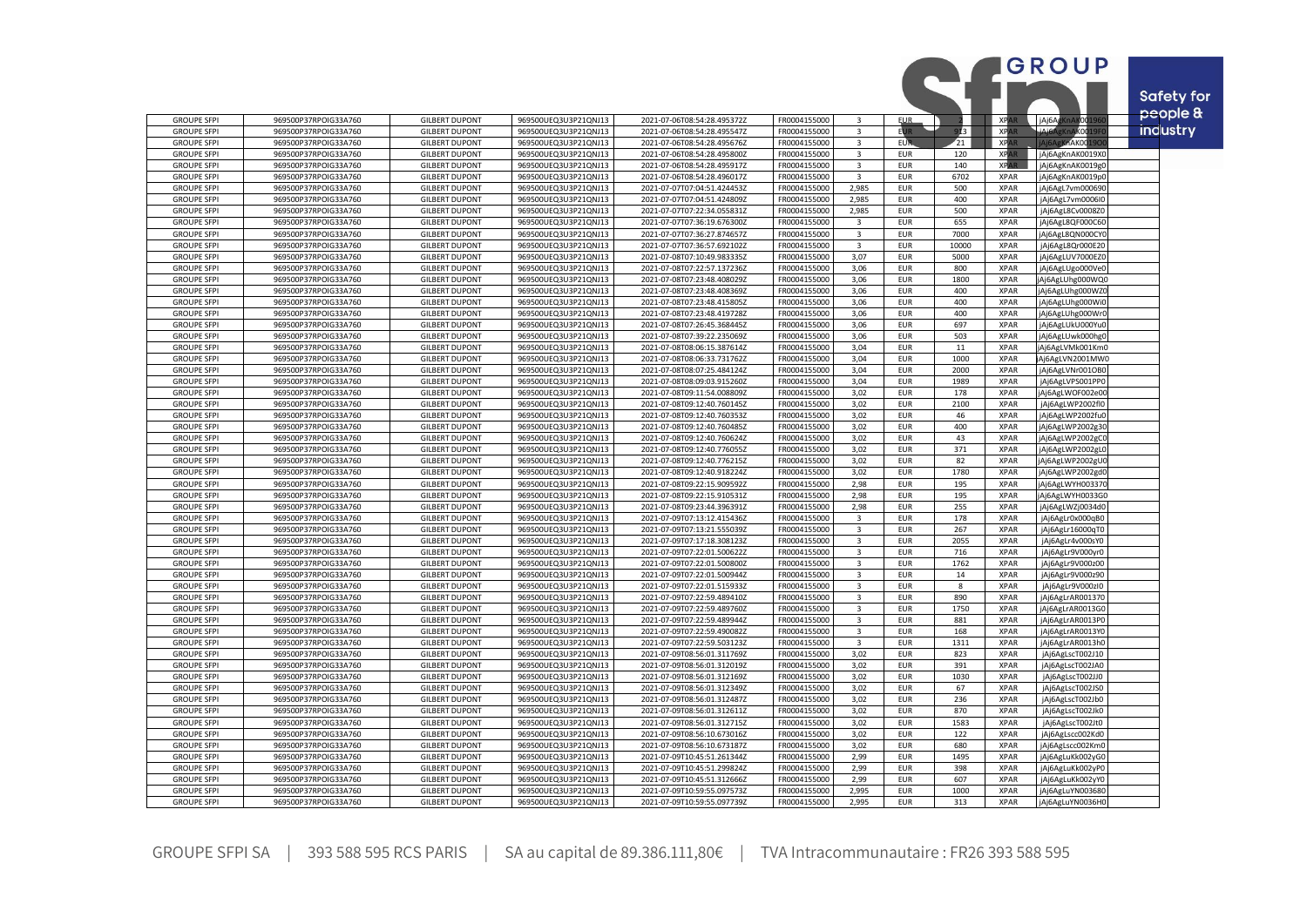| GROUPE SFPI | 969500P37RPOIG33A760 | GILBERT DUPONT | 969500UEQ3U3P21QNJ13 | 2021-07-06T08:54:28.495372Z | FR0004155000 | 3 | EUR | 2 | XPAR | jAj6AgKnAK001960 |
|---|---|---|---|---|---|---|---|---|---|---|
| GROUPE SFPI | 969500P37RPOIG33A760 | GILBERT DUPONT | 969500UEQ3U3P21QNJ13 | 2021-07-06T08:54:28.495547Z | FR0004155000 | 3 | EUR | 313 | XPAR | jAj6AgKnAK0019F0 |
| GROUPE SFPI | 969500P37RPOIG33A760 | GILBERT DUPONT | 969500UEQ3U3P21QNJ13 | 2021-07-06T08:54:28.495676Z | FR0004155000 | 3 | EUR | 21 | XPAR | jAj6AgKnAK0019O0 |
| GROUPE SFPI | 969500P37RPOIG33A760 | GILBERT DUPONT | 969500UEQ3U3P21QNJ13 | 2021-07-06T08:54:28.495800Z | FR0004155000 | 3 | EUR | 120 | XPAR | jAj6AgKnAK0019X0 |
| GROUPE SFPI | 969500P37RPOIG33A760 | GILBERT DUPONT | 969500UEQ3U3P21QNJ13 | 2021-07-06T08:54:28.495917Z | FR0004155000 | 3 | EUR | 140 | XPAR | jAj6AgKnAK0019g0 |
| GROUPE SFPI | 969500P37RPOIG33A760 | GILBERT DUPONT | 969500UEQ3U3P21QNJ13 | 2021-07-06T08:54:28.496017Z | FR0004155000 | 3 | EUR | 6702 | XPAR | jAj6AgKnAK0019p0 |
| GROUPE SFPI | 969500P37RPOIG33A760 | GILBERT DUPONT | 969500UEQ3U3P21QNJ13 | 2021-07-07T07:04:51.424453Z | FR0004155000 | 2,985 | EUR | 500 | XPAR | jAj6AgL7vm000690 |
| GROUPE SFPI | 969500P37RPOIG33A760 | GILBERT DUPONT | 969500UEQ3U3P21QNJ13 | 2021-07-07T07:04:51.424809Z | FR0004155000 | 2,985 | EUR | 400 | XPAR | jAj6AgL7vm0006I0 |
| GROUPE SFPI | 969500P37RPOIG33A760 | GILBERT DUPONT | 969500UEQ3U3P21QNJ13 | 2021-07-07T07:22:34.055831Z | FR0004155000 | 2,985 | EUR | 500 | XPAR | jAj6AgL8Cv0008Z0 |
| GROUPE SFPI | 969500P37RPOIG33A760 | GILBERT DUPONT | 969500UEQ3U3P21QNJ13 | 2021-07-07T07:36:19.676300Z | FR0004155000 | 3 | EUR | 655 | XPAR | jAj6AgL8QF000C60 |
| GROUPE SFPI | 969500P37RPOIG33A760 | GILBERT DUPONT | 969500UEQ3U3P21QNJ13 | 2021-07-07T07:36:27.874657Z | FR0004155000 | 3 | EUR | 7000 | XPAR | jAj6AgL8QN000CY0 |
| GROUPE SFPI | 969500P37RPOIG33A760 | GILBERT DUPONT | 969500UEQ3U3P21QNJ13 | 2021-07-07T07:36:57.692102Z | FR0004155000 | 3 | EUR | 10000 | XPAR | jAj6AgL8Qr000E20 |
| GROUPE SFPI | 969500P37RPOIG33A760 | GILBERT DUPONT | 969500UEQ3U3P21QNJ13 | 2021-07-08T07:10:49.983335Z | FR0004155000 | 3,07 | EUR | 5000 | XPAR | jAj6AgLUV7000EZ0 |
| GROUPE SFPI | 969500P37RPOIG33A760 | GILBERT DUPONT | 969500UEQ3U3P21QNJ13 | 2021-07-08T07:22:57.137236Z | FR0004155000 | 3,06 | EUR | 800 | XPAR | jAj6AgLUgo000Ve0 |
| GROUPE SFPI | 969500P37RPOIG33A760 | GILBERT DUPONT | 969500UEQ3U3P21QNJ13 | 2021-07-08T07:23:48.408029Z | FR0004155000 | 3,06 | EUR | 1800 | XPAR | jAj6AgLUhg000WQ0 |
| GROUPE SFPI | 969500P37RPOIG33A760 | GILBERT DUPONT | 969500UEQ3U3P21QNJ13 | 2021-07-08T07:23:48.408369Z | FR0004155000 | 3,06 | EUR | 400 | XPAR | jAj6AgLUhg000WZ0 |
| GROUPE SFPI | 969500P37RPOIG33A760 | GILBERT DUPONT | 969500UEQ3U3P21QNJ13 | 2021-07-08T07:23:48.415805Z | FR0004155000 | 3,06 | EUR | 400 | XPAR | jAj6AgLUhg000Wi0 |
| GROUPE SFPI | 969500P37RPOIG33A760 | GILBERT DUPONT | 969500UEQ3U3P21QNJ13 | 2021-07-08T07:23:48.419728Z | FR0004155000 | 3,06 | EUR | 400 | XPAR | jAj6AgLUhg000Wr0 |
| GROUPE SFPI | 969500P37RPOIG33A760 | GILBERT DUPONT | 969500UEQ3U3P21QNJ13 | 2021-07-08T07:26:45.368445Z | FR0004155000 | 3,06 | EUR | 697 | XPAR | jAj6AgLUkU000Yu0 |
| GROUPE SFPI | 969500P37RPOIG33A760 | GILBERT DUPONT | 969500UEQ3U3P21QNJ13 | 2021-07-08T07:39:22.235069Z | FR0004155000 | 3,06 | EUR | 503 | XPAR | jAj6AgLUwk000hg0 |
| GROUPE SFPI | 969500P37RPOIG33A760 | GILBERT DUPONT | 969500UEQ3U3P21QNJ13 | 2021-07-08T08:06:15.387614Z | FR0004155000 | 3,04 | EUR | 11 | XPAR | jAj6AgLVMk001Km0 |
| GROUPE SFPI | 969500P37RPOIG33A760 | GILBERT DUPONT | 969500UEQ3U3P21QNJ13 | 2021-07-08T08:06:33.731762Z | FR0004155000 | 3,04 | EUR | 1000 | XPAR | jAj6AgLVN2001MW0 |
| GROUPE SFPI | 969500P37RPOIG33A760 | GILBERT DUPONT | 969500UEQ3U3P21QNJ13 | 2021-07-08T08:07:25.484124Z | FR0004155000 | 3,04 | EUR | 2000 | XPAR | jAj6AgLVNr001OB0 |
| GROUPE SFPI | 969500P37RPOIG33A760 | GILBERT DUPONT | 969500UEQ3U3P21QNJ13 | 2021-07-08T08:09:03.915260Z | FR0004155000 | 3,04 | EUR | 1989 | XPAR | jAj6AgLVPS001PP0 |
| GROUPE SFPI | 969500P37RPOIG33A760 | GILBERT DUPONT | 969500UEQ3U3P21QNJ13 | 2021-07-08T09:11:54.008809Z | FR0004155000 | 3,02 | EUR | 178 | XPAR | jAj6AgLWOF002e00 |
| GROUPE SFPI | 969500P37RPOIG33A760 | GILBERT DUPONT | 969500UEQ3U3P21QNJ13 | 2021-07-08T09:12:40.760145Z | FR0004155000 | 3,02 | EUR | 2100 | XPAR | jAj6AgLWP2002fl0 |
| GROUPE SFPI | 969500P37RPOIG33A760 | GILBERT DUPONT | 969500UEQ3U3P21QNJ13 | 2021-07-08T09:12:40.760353Z | FR0004155000 | 3,02 | EUR | 46 | XPAR | jAj6AgLWP2002fu0 |
| GROUPE SFPI | 969500P37RPOIG33A760 | GILBERT DUPONT | 969500UEQ3U3P21QNJ13 | 2021-07-08T09:12:40.760485Z | FR0004155000 | 3,02 | EUR | 400 | XPAR | jAj6AgLWP2002g30 |
| GROUPE SFPI | 969500P37RPOIG33A760 | GILBERT DUPONT | 969500UEQ3U3P21QNJ13 | 2021-07-08T09:12:40.760624Z | FR0004155000 | 3,02 | EUR | 43 | XPAR | jAj6AgLWP2002gC0 |
| GROUPE SFPI | 969500P37RPOIG33A760 | GILBERT DUPONT | 969500UEQ3U3P21QNJ13 | 2021-07-08T09:12:40.776055Z | FR0004155000 | 3,02 | EUR | 371 | XPAR | jAj6AgLWP2002gL0 |
| GROUPE SFPI | 969500P37RPOIG33A760 | GILBERT DUPONT | 969500UEQ3U3P21QNJ13 | 2021-07-08T09:12:40.776215Z | FR0004155000 | 3,02 | EUR | 82 | XPAR | jAj6AgLWP2002gU0 |
| GROUPE SFPI | 969500P37RPOIG33A760 | GILBERT DUPONT | 969500UEQ3U3P21QNJ13 | 2021-07-08T09:12:40.918224Z | FR0004155000 | 3,02 | EUR | 1780 | XPAR | jAj6AgLWP2002gd0 |
| GROUPE SFPI | 969500P37RPOIG33A760 | GILBERT DUPONT | 969500UEQ3U3P21QNJ13 | 2021-07-08T09:22:15.909592Z | FR0004155000 | 2,98 | EUR | 195 | XPAR | jAj6AgLWYH003370 |
| GROUPE SFPI | 969500P37RPOIG33A760 | GILBERT DUPONT | 969500UEQ3U3P21QNJ13 | 2021-07-08T09:22:15.910531Z | FR0004155000 | 2,98 | EUR | 195 | XPAR | jAj6AgLWYH0033G0 |
| GROUPE SFPI | 969500P37RPOIG33A760 | GILBERT DUPONT | 969500UEQ3U3P21QNJ13 | 2021-07-08T09:23:44.396391Z | FR0004155000 | 2,98 | EUR | 255 | XPAR | jAj6AgLWZj0034d0 |
| GROUPE SFPI | 969500P37RPOIG33A760 | GILBERT DUPONT | 969500UEQ3U3P21QNJ13 | 2021-07-09T07:13:12.415436Z | FR0004155000 | 3 | EUR | 178 | XPAR | jAj6AgLr0x000qB0 |
| GROUPE SFPI | 969500P37RPOIG33A760 | GILBERT DUPONT | 969500UEQ3U3P21QNJ13 | 2021-07-09T07:13:21.555039Z | FR0004155000 | 3 | EUR | 267 | XPAR | jAj6AgLr16000qT0 |
| GROUPE SFPI | 969500P37RPOIG33A760 | GILBERT DUPONT | 969500UEQ3U3P21QNJ13 | 2021-07-09T07:17:18.308123Z | FR0004155000 | 3 | EUR | 2055 | XPAR | jAj6AgLr4v000sY0 |
| GROUPE SFPI | 969500P37RPOIG33A760 | GILBERT DUPONT | 969500UEQ3U3P21QNJ13 | 2021-07-09T07:22:01.500622Z | FR0004155000 | 3 | EUR | 716 | XPAR | jAj6AgLr9V000yr0 |
| GROUPE SFPI | 969500P37RPOIG33A760 | GILBERT DUPONT | 969500UEQ3U3P21QNJ13 | 2021-07-09T07:22:01.500800Z | FR0004155000 | 3 | EUR | 1762 | XPAR | jAj6AgLr9V000z00 |
| GROUPE SFPI | 969500P37RPOIG33A760 | GILBERT DUPONT | 969500UEQ3U3P21QNJ13 | 2021-07-09T07:22:01.500944Z | FR0004155000 | 3 | EUR | 14 | XPAR | jAj6AgLr9V000z90 |
| GROUPE SFPI | 969500P37RPOIG33A760 | GILBERT DUPONT | 969500UEQ3U3P21QNJ13 | 2021-07-09T07:22:01.515933Z | FR0004155000 | 3 | EUR | 8 | XPAR | jAj6AgLr9V000zI0 |
| GROUPE SFPI | 969500P37RPOIG33A760 | GILBERT DUPONT | 969500UEQ3U3P21QNJ13 | 2021-07-09T07:22:59.489410Z | FR0004155000 | 3 | EUR | 890 | XPAR | jAj6AgLrAR001370 |
| GROUPE SFPI | 969500P37RPOIG33A760 | GILBERT DUPONT | 969500UEQ3U3P21QNJ13 | 2021-07-09T07:22:59.489760Z | FR0004155000 | 3 | EUR | 1750 | XPAR | jAj6AgLrAR0013G0 |
| GROUPE SFPI | 969500P37RPOIG33A760 | GILBERT DUPONT | 969500UEQ3U3P21QNJ13 | 2021-07-09T07:22:59.489944Z | FR0004155000 | 3 | EUR | 881 | XPAR | jAj6AgLrAR0013P0 |
| GROUPE SFPI | 969500P37RPOIG33A760 | GILBERT DUPONT | 969500UEQ3U3P21QNJ13 | 2021-07-09T07:22:59.490082Z | FR0004155000 | 3 | EUR | 168 | XPAR | jAj6AgLrAR0013Y0 |
| GROUPE SFPI | 969500P37RPOIG33A760 | GILBERT DUPONT | 969500UEQ3U3P21QNJ13 | 2021-07-09T07:22:59.503123Z | FR0004155000 | 3 | EUR | 1311 | XPAR | jAj6AgLrAR0013h0 |
| GROUPE SFPI | 969500P37RPOIG33A760 | GILBERT DUPONT | 969500UEQ3U3P21QNJ13 | 2021-07-09T08:56:01.311769Z | FR0004155000 | 3,02 | EUR | 823 | XPAR | jAj6AgLscT002J10 |
| GROUPE SFPI | 969500P37RPOIG33A760 | GILBERT DUPONT | 969500UEQ3U3P21QNJ13 | 2021-07-09T08:56:01.312019Z | FR0004155000 | 3,02 | EUR | 391 | XPAR | jAj6AgLscT002JA0 |
| GROUPE SFPI | 969500P37RPOIG33A760 | GILBERT DUPONT | 969500UEQ3U3P21QNJ13 | 2021-07-09T08:56:01.312169Z | FR0004155000 | 3,02 | EUR | 1030 | XPAR | jAj6AgLscT002JJ0 |
| GROUPE SFPI | 969500P37RPOIG33A760 | GILBERT DUPONT | 969500UEQ3U3P21QNJ13 | 2021-07-09T08:56:01.312349Z | FR0004155000 | 3,02 | EUR | 67 | XPAR | jAj6AgLscT002JS0 |
| GROUPE SFPI | 969500P37RPOIG33A760 | GILBERT DUPONT | 969500UEQ3U3P21QNJ13 | 2021-07-09T08:56:01.312487Z | FR0004155000 | 3,02 | EUR | 236 | XPAR | jAj6AgLscT002Jb0 |
| GROUPE SFPI | 969500P37RPOIG33A760 | GILBERT DUPONT | 969500UEQ3U3P21QNJ13 | 2021-07-09T08:56:01.312611Z | FR0004155000 | 3,02 | EUR | 870 | XPAR | jAj6AgLscT002Jk0 |
| GROUPE SFPI | 969500P37RPOIG33A760 | GILBERT DUPONT | 969500UEQ3U3P21QNJ13 | 2021-07-09T08:56:01.312715Z | FR0004155000 | 3,02 | EUR | 1583 | XPAR | jAj6AgLscT002Jt0 |
| GROUPE SFPI | 969500P37RPOIG33A760 | GILBERT DUPONT | 969500UEQ3U3P21QNJ13 | 2021-07-09T08:56:10.673016Z | FR0004155000 | 3,02 | EUR | 122 | XPAR | jAj6AgLscc002Kd0 |
| GROUPE SFPI | 969500P37RPOIG33A760 | GILBERT DUPONT | 969500UEQ3U3P21QNJ13 | 2021-07-09T08:56:10.673187Z | FR0004155000 | 3,02 | EUR | 680 | XPAR | jAj6AgLscc002Km0 |
| GROUPE SFPI | 969500P37RPOIG33A760 | GILBERT DUPONT | 969500UEQ3U3P21QNJ13 | 2021-07-09T10:45:51.261344Z | FR0004155000 | 2,99 | EUR | 1495 | XPAR | jAj6AgLuKk002yG0 |
| GROUPE SFPI | 969500P37RPOIG33A760 | GILBERT DUPONT | 969500UEQ3U3P21QNJ13 | 2021-07-09T10:45:51.299824Z | FR0004155000 | 2,99 | EUR | 398 | XPAR | jAj6AgLuKk002yP0 |
| GROUPE SFPI | 969500P37RPOIG33A760 | GILBERT DUPONT | 969500UEQ3U3P21QNJ13 | 2021-07-09T10:45:51.312666Z | FR0004155000 | 2,99 | EUR | 607 | XPAR | jAj6AgLuKk002yY0 |
| GROUPE SFPI | 969500P37RPOIG33A760 | GILBERT DUPONT | 969500UEQ3U3P21QNJ13 | 2021-07-09T10:59:55.097573Z | FR0004155000 | 2,995 | EUR | 1000 | XPAR | jAj6AgLuYN003680 |
| GROUPE SFPI | 969500P37RPOIG33A760 | GILBERT DUPONT | 969500UEQ3U3P21QNJ13 | 2021-07-09T10:59:55.097739Z | FR0004155000 | 2,995 | EUR | 313 | XPAR | jAj6AgLuYN0036H0 |

GROUPE SFPI SA | 393 588 595 RCS PARIS | SA au capital de 89.386.111,80€ | TVA Intracommunautaire : FR26 393 588 595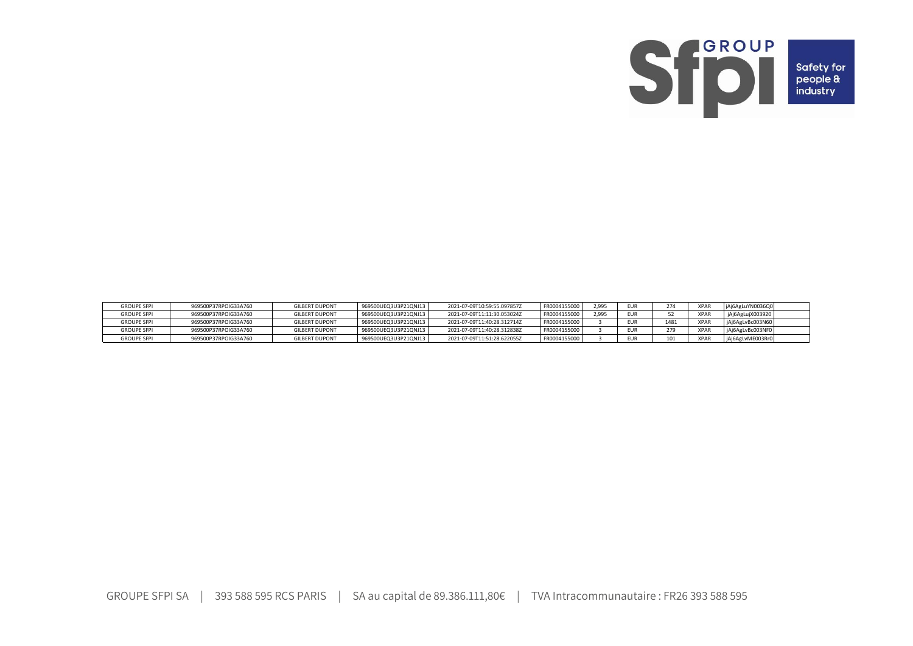| | | | | | | | | | | | |
|---|---|---|---|---|---|---|---|---|---|---|---|
| GROUPE SFPI | 969500P37RPOIG33A760 | GILBERT DUPONT | 969500UEQ3U3P21QNJ13 | 2021-07-09T10:59:55.097857Z | FR0004155000 | 2,995 | EUR | 274 | XPAR | jAj6AgLuYN0036Q0 | |
| GROUPE SFPI | 969500P37RPOIG33A760 | GILBERT DUPONT | 969500UEQ3U3P21QNJ13 | 2021-07-09T11:11:30.053024Z | FR0004155000 | 2,995 | EUR | 52 | XPAR | jAj6AgLujX003920 | |
| GROUPE SFPI | 969500P37RPOIG33A760 | GILBERT DUPONT | 969500UEQ3U3P21QNJ13 | 2021-07-09T11:40:28.312714Z | FR0004155000 | 3 | EUR | 1481 | XPAR | jAj6AgLvBc003N60 | |
| GROUPE SFPI | 969500P37RPOIG33A760 | GILBERT DUPONT | 969500UEQ3U3P21QNJ13 | 2021-07-09T11:40:28.312838Z | FR0004155000 | 3 | EUR | 279 | XPAR | jAj6AgLvBc003NF0 | |
| GROUPE SFPI | 969500P37RPOIG33A760 | GILBERT DUPONT | 969500UEQ3U3P21QNJ13 | 2021-07-09T11:51:28.622055Z | FR0004155000 | 3 | EUR | 101 | XPAR | jAj6AgLvME003Rr0 | |